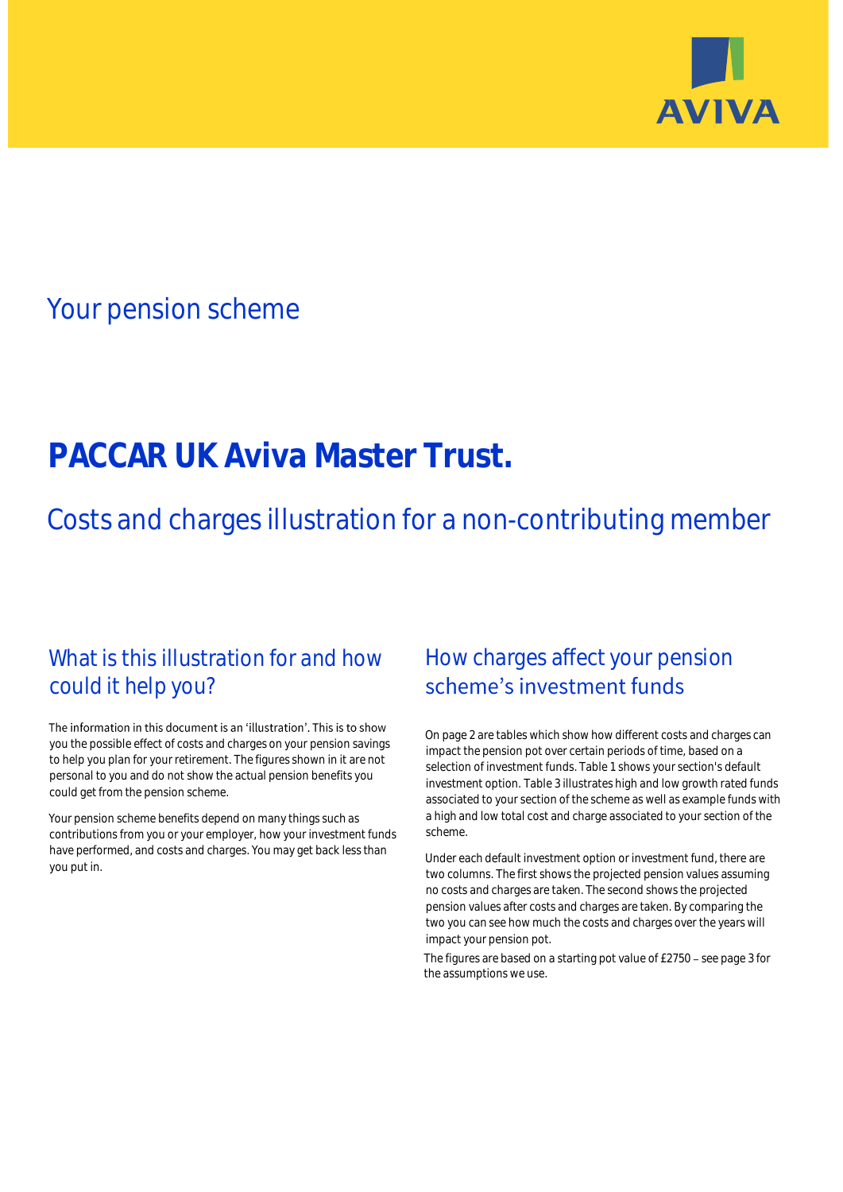Your pension scheme

# PACCAR UK Aviva Master Trust.

## Costs and charges illustration for a non-contributing member

### What is this illustration for and how could it help you?

The information in this document is an 'illustration'. This is to show you the possible effect of costs and charges on your pension savings to help you plan for your retirement. The figures shown in it are not personal to you and do not show the actual pension benefits you could get from the pension scheme.

Your pension scheme benefits depend on many things such as contributions from you or your employer, how your investment funds have performed, and costs and charges. You may get back less than you put in.

### How charges affect your pension scheme's investment funds

On page 2 are tables which show how different costs and charges can impact the pension pot over certain periods of time, based on a selection of investment funds. Table 1 shows your section's default investment option. Table 3 illustrates high and low growth rated funds associated to your section of the scheme as well as example funds with a high and low total cost and charge associated to your section of the scheme.

Under each default investment option or investment fund, there are two columns. The first shows the projected pension values assuming no costs and charges are taken. The second shows the projected pension values after costs and charges are taken. By comparing the two you can see how much the costs and charges over the years will impact your pension pot.

The figures are based on a starting pot value of £2750 – see page 3 for the assumptions we use.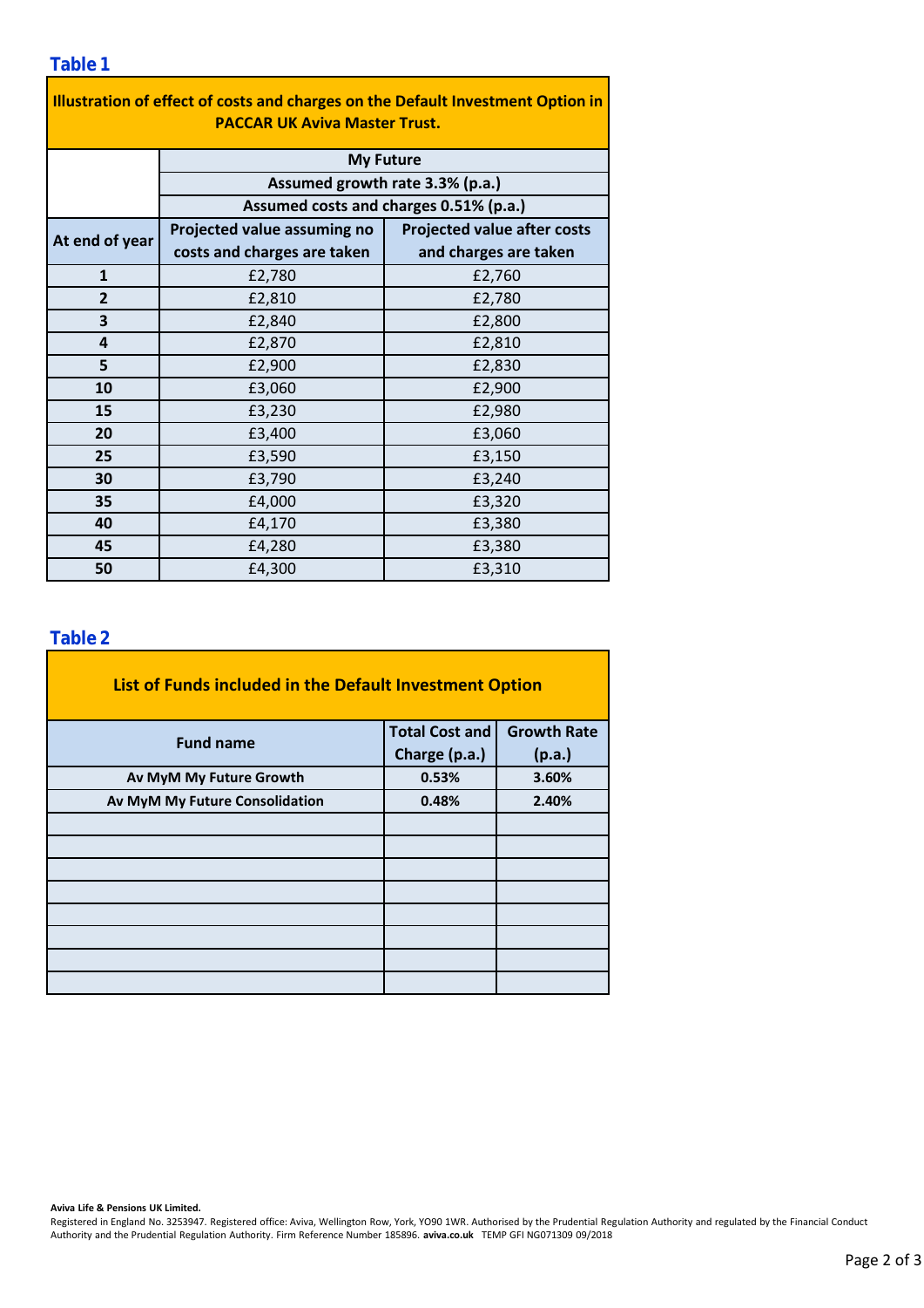## Table 1

| Illustration of effect of costs and charges on the Default Investment Option in PACCAR UK Aviva Master Trust. | | |
|---|---|---|
| | My Future | |
| | Assumed growth rate 3.3% (p.a.) | |
| | Assumed costs and charges 0.51% (p.a.) | |
| At end of year | Projected value assuming no costs and charges are taken | Projected value after costs and charges are taken |
| 1 | £2,780 | £2,760 |
| 2 | £2,810 | £2,780 |
| 3 | £2,840 | £2,800 |
| 4 | £2,870 | £2,810 |
| 5 | £2,900 | £2,830 |
| 10 | £3,060 | £2,900 |
| 15 | £3,230 | £2,980 |
| 20 | £3,400 | £3,060 |
| 25 | £3,590 | £3,150 |
| 30 | £3,790 | £3,240 |
| 35 | £4,000 | £3,320 |
| 40 | £4,170 | £3,380 |
| 45 | £4,280 | £3,380 |
| 50 | £4,300 | £3,310 |

## Table 2

| List of Funds included in the Default Investment Option | | |
|---|---|---|
| Fund name | Total Cost and Charge (p.a.) | Growth Rate (p.a.) |
| Av MyM My Future Growth | 0.53% | 3.60% |
| Av MyM My Future Consolidation | 0.48% | 2.40% |
| | | |
| | | |
| | | |
| | | |
| | | |
| | | |
| | | |
| | | |

**Aviva Life & Pensions UK Limited.**
Registered in England No. 3253947. Registered office: Aviva, Wellington Row, York, YO90 1WR. Authorised by the Prudential Regulation Authority and regulated by the Financial Conduct Authority and the Prudential Regulation Authority. Firm Reference Number 185896. **aviva.co.uk** TEMP GFI NG071309 09/2018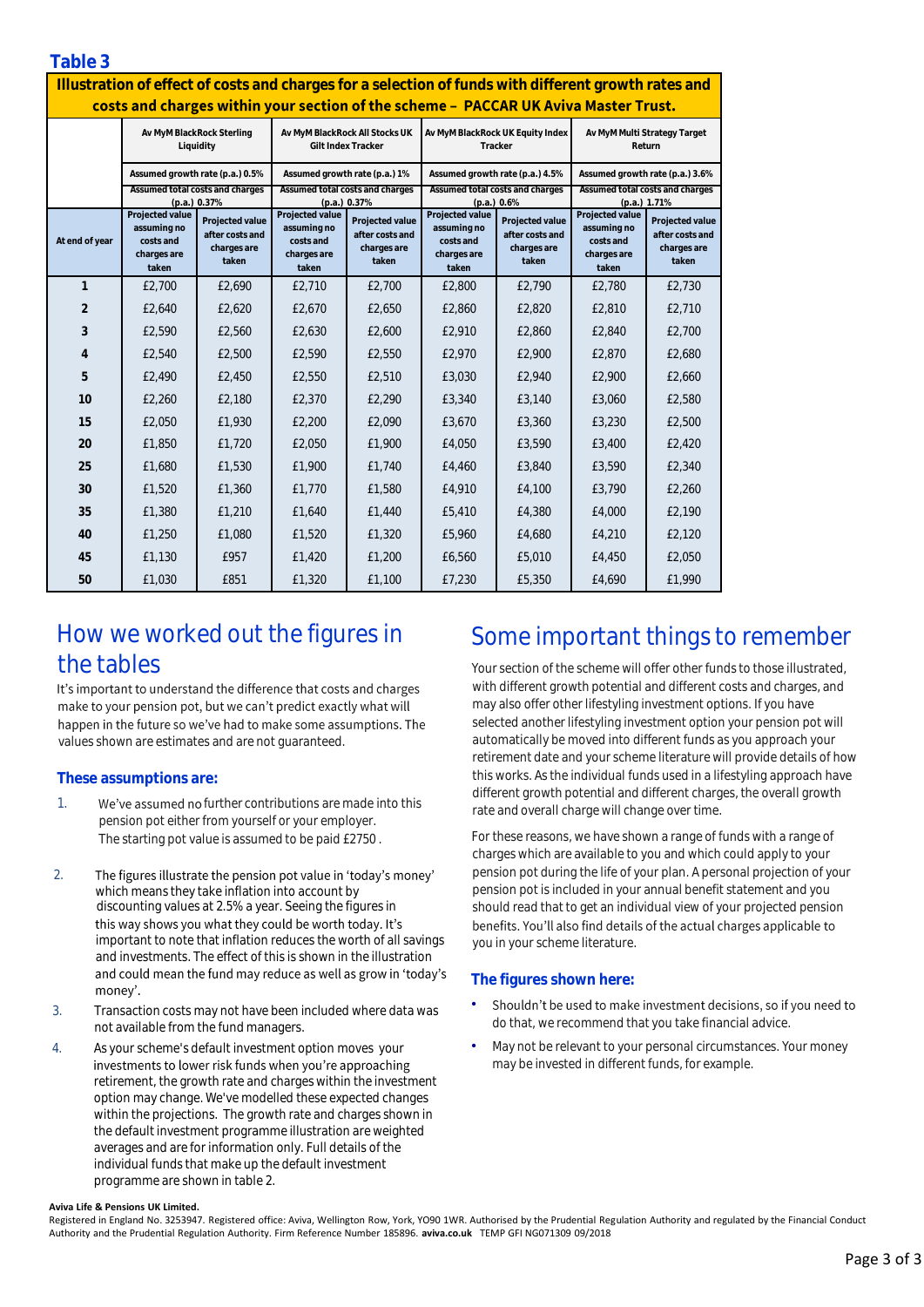## Table 3

**Illustration of effect of costs and charges for a selection of funds with different growth rates and costs and charges within your section of the scheme – PACCAR UK Aviva Master Trust.**

| | Av MyM BlackRock Sterling Liquidity | | Av MyM BlackRock All Stocks UK Gilt Index Tracker | | Av MyM BlackRock UK Equity Index Tracker | | Av MyM Multi Strategy Target Return | |
|---|---|---|---|---|---|---|---|---|
| | Assumed growth rate (p.a.) 0.5% | | Assumed growth rate (p.a.) 1% | | Assumed growth rate (p.a.) 4.5% | | Assumed growth rate (p.a.) 3.6% | |
| | Assumed total costs and charges (p.a.) 0.37% | | Assumed total costs and charges (p.a.) 0.37% | | Assumed total costs and charges (p.a.) 0.6% | | Assumed total costs and charges (p.a.) 1.71% | |
| At end of year | Projected value assuming no costs and charges are taken | Projected value after costs and charges are taken | Projected value assuming no costs and charges are taken | Projected value after costs and charges are taken | Projected value assuming no costs and charges are taken | Projected value after costs and charges are taken | Projected value assuming no costs and charges are taken | Projected value after costs and charges are taken |
| 1 | £2,700 | £2,690 | £2,710 | £2,700 | £2,800 | £2,790 | £2,780 | £2,730 |
| 2 | £2,640 | £2,620 | £2,670 | £2,650 | £2,860 | £2,820 | £2,810 | £2,710 |
| 3 | £2,590 | £2,560 | £2,630 | £2,600 | £2,910 | £2,860 | £2,840 | £2,700 |
| 4 | £2,540 | £2,500 | £2,590 | £2,550 | £2,970 | £2,900 | £2,870 | £2,680 |
| 5 | £2,490 | £2,450 | £2,550 | £2,510 | £3,030 | £2,940 | £2,900 | £2,660 |
| 10 | £2,260 | £2,180 | £2,370 | £2,290 | £3,340 | £3,140 | £3,060 | £2,580 |
| 15 | £2,050 | £1,930 | £2,200 | £2,090 | £3,670 | £3,360 | £3,230 | £2,500 |
| 20 | £1,850 | £1,720 | £2,050 | £1,900 | £4,050 | £3,590 | £3,400 | £2,420 |
| 25 | £1,680 | £1,530 | £1,900 | £1,740 | £4,460 | £3,840 | £3,590 | £2,340 |
| 30 | £1,520 | £1,360 | £1,770 | £1,580 | £4,910 | £4,100 | £3,790 | £2,260 |
| 35 | £1,380 | £1,210 | £1,640 | £1,440 | £5,410 | £4,380 | £4,000 | £2,190 |
| 40 | £1,250 | £1,080 | £1,520 | £1,320 | £5,960 | £4,680 | £4,210 | £2,120 |
| 45 | £1,130 | £957 | £1,420 | £1,200 | £6,560 | £5,010 | £4,450 | £2,050 |
| 50 | £1,030 | £851 | £1,320 | £1,100 | £7,230 | £5,350 | £4,690 | £1,990 |

# How we worked out the figures in the tables

It's important to understand the difference that costs and charges make to your pension pot, but we can't predict exactly what will happen in the future so we've had to make some assumptions. The values shown are estimates and are not guaranteed.

### These assumptions are:

1. We've assumed no further contributions are made into this pension pot either from yourself or your employer. The starting pot value is assumed to be paid £2750 .
2. The figures illustrate the pension pot value in 'today's money' which means they take inflation into account by discounting values at 2.5% a year. Seeing the figures in this way shows you what they could be worth today. It's important to note that inflation reduces the worth of all savings and investments. The effect of this is shown in the illustration and could mean the fund may reduce as well as grow in 'today's money'.
3. Transaction costs may not have been included where data was not available from the fund managers.
4. As your scheme's default investment option moves your investments to lower risk funds when you're approaching retirement, the growth rate and charges within the investment option may change. We've modelled these expected changes within the projections. The growth rate and charges shown in the default investment programme illustration are weighted averages and are for information only. Full details of the individual funds that make up the default investment programme are shown in table 2.

# Some important things to remember

Your section of the scheme will offer other funds to those illustrated, with different growth potential and different costs and charges, and may also offer other lifestyling investment options. If you have selected another lifestyling investment option your pension pot will automatically be moved into different funds as you approach your retirement date and your scheme literature will provide details of how this works. As the individual funds used in a lifestyling approach have different growth potential and different charges, the overall growth rate and overall charge will change over time.

For these reasons, we have shown a range of funds with a range of charges which are available to you and which could apply to your pension pot during the life of your plan. A personal projection of your pension pot is included in your annual benefit statement and you should read that to get an individual view of your projected pension benefits. You'll also find details of the actual charges applicable to you in your scheme literature.

### The figures shown here:

- Shouldn't be used to make investment decisions, so if you need to do that, we recommend that you take financial advice.
- May not be relevant to your personal circumstances. Your money may be invested in different funds, for example.

**Aviva Life & Pensions UK Limited.**
Registered in England No. 3253947. Registered office: Aviva, Wellington Row, York, YO90 1WR. Authorised by the Prudential Regulation Authority and regulated by the Financial Conduct Authority and the Prudential Regulation Authority. Firm Reference Number 185896. **aviva.co.uk** TEMP GFI NG071309 09/2018